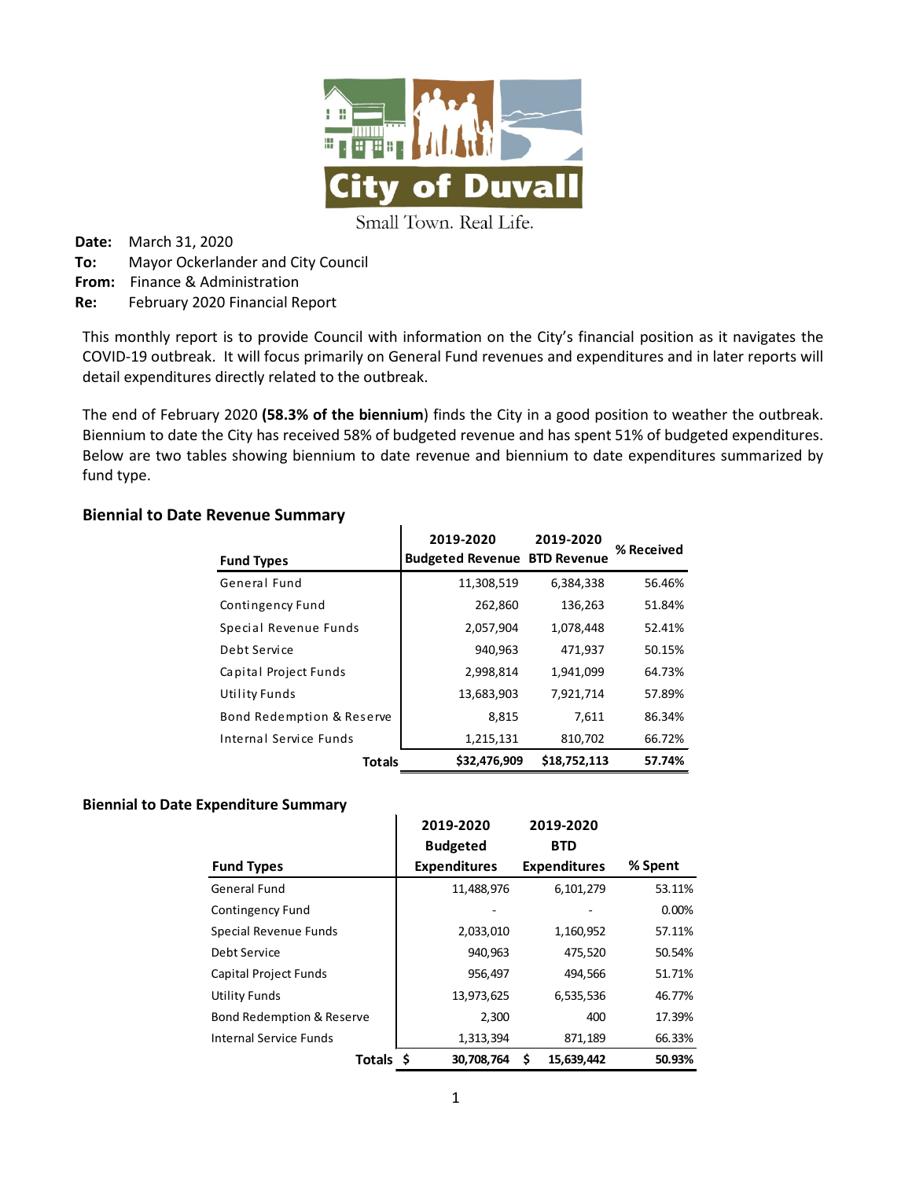City of Duvall

Small Town. Real Life.

**Date:** March 31, 2020
**To:** Mayor Ockerlander and City Council
**From:** Finance & Administration
**Re:** February 2020 Financial Report

This monthly report is to provide Council with information on the City's financial position as it navigates the COVID-19 outbreak. It will focus primarily on General Fund revenues and expenditures and in later reports will detail expenditures directly related to the outbreak.

The end of February 2020 **(58.3% of the biennium)** finds the City in a good position to weather the outbreak. Biennium to date the City has received 58% of budgeted revenue and has spent 51% of budgeted expenditures. Below are two tables showing biennium to date revenue and biennium to date expenditures summarized by fund type.

### Biennial to Date Revenue Summary

| Fund Types | 2019-2020 Budgeted Revenue | 2019-2020 BTD Revenue | % Received |
|---|---|---|---|
| General Fund | 11,308,519 | 6,384,338 | 56.46% |
| Contingency Fund | 262,860 | 136,263 | 51.84% |
| Special Revenue Funds | 2,057,904 | 1,078,448 | 52.41% |
| Debt Service | 940,963 | 471,937 | 50.15% |
| Capital Project Funds | 2,998,814 | 1,941,099 | 64.73% |
| Utility Funds | 13,683,903 | 7,921,714 | 57.89% |
| Bond Redemption & Reserve | 8,815 | 7,611 | 86.34% |
| Internal Service Funds | 1,215,131 | 810,702 | 66.72% |
| **Totals** | **$32,476,909** | **$18,752,113** | **57.74%** |

### Biennial to Date Expenditure Summary

| Fund Types | 2019-2020 Budgeted Expenditures | 2019-2020 BTD Expenditures | % Spent |
|---|---|---|---|
| General Fund | 11,488,976 | 6,101,279 | 53.11% |
| Contingency Fund | - | - | 0.00% |
| Special Revenue Funds | 2,033,010 | 1,160,952 | 57.11% |
| Debt Service | 940,963 | 475,520 | 50.54% |
| Capital Project Funds | 956,497 | 494,566 | 51.71% |
| Utility Funds | 13,973,625 | 6,535,536 | 46.77% |
| Bond Redemption & Reserve | 2,300 | 400 | 17.39% |
| Internal Service Funds | 1,313,394 | 871,189 | 66.33% |
| **Totals** | **$ 30,708,764** | **$ 15,639,442** | **50.93%** |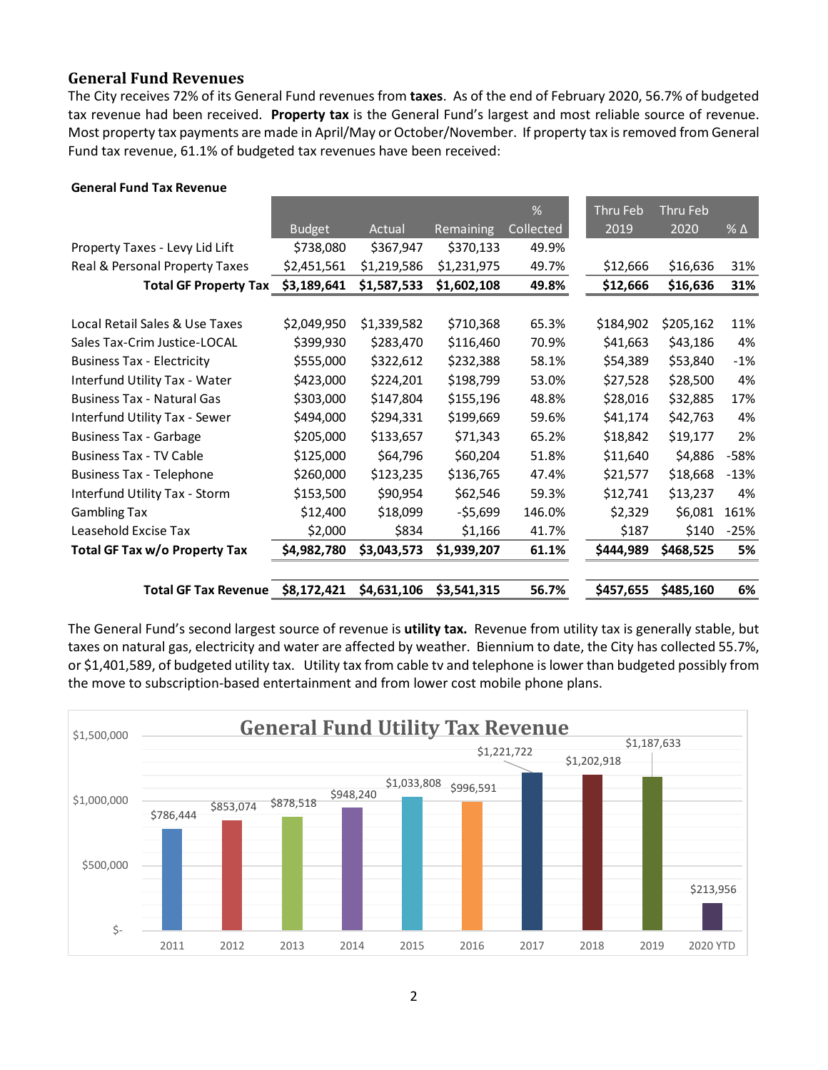## General Fund Revenues

The City receives 72% of its General Fund revenues from **taxes**. As of the end of February 2020, 56.7% of budgeted tax revenue had been received. **Property tax** is the General Fund's largest and most reliable source of revenue. Most property tax payments are made in April/May or October/November. If property tax is removed from General Fund tax revenue, 61.1% of budgeted tax revenues have been received:

**General Fund Tax Revenue**

| | Budget | Actual | Remaining | % Collected | Thru Feb 2019 | Thru Feb 2020 | % Δ |
|---|---|---|---|---|---|---|---|
| Property Taxes - Levy Lid Lift | $738,080 | $367,947 | $370,133 | 49.9% | | | |
| Real & Personal Property Taxes | $2,451,561 | $1,219,586 | $1,231,975 | 49.7% | $12,666 | $16,636 | 31% |
| **Total GF Property Tax** | **$3,189,641** | **$1,587,533** | **$1,602,108** | **49.8%** | **$12,666** | **$16,636** | **31%** |
| | | | | | | | |
| Local Retail Sales & Use Taxes | $2,049,950 | $1,339,582 | $710,368 | 65.3% | $184,902 | $205,162 | 11% |
| Sales Tax-Crim Justice-LOCAL | $399,930 | $283,470 | $116,460 | 70.9% | $41,663 | $43,186 | 4% |
| Business Tax - Electricity | $555,000 | $322,612 | $232,388 | 58.1% | $54,389 | $53,840 | -1% |
| Interfund Utility Tax - Water | $423,000 | $224,201 | $198,799 | 53.0% | $27,528 | $28,500 | 4% |
| Business Tax - Natural Gas | $303,000 | $147,804 | $155,196 | 48.8% | $28,016 | $32,885 | 17% |
| Interfund Utility Tax - Sewer | $494,000 | $294,331 | $199,669 | 59.6% | $41,174 | $42,763 | 4% |
| Business Tax - Garbage | $205,000 | $133,657 | $71,343 | 65.2% | $18,842 | $19,177 | 2% |
| Business Tax - TV Cable | $125,000 | $64,796 | $60,204 | 51.8% | $11,640 | $4,886 | -58% |
| Business Tax - Telephone | $260,000 | $123,235 | $136,765 | 47.4% | $21,577 | $18,668 | -13% |
| Interfund Utility Tax - Storm | $153,500 | $90,954 | $62,546 | 59.3% | $12,741 | $13,237 | 4% |
| Gambling Tax | $12,400 | $18,099 | -$5,699 | 146.0% | $2,329 | $6,081 | 161% |
| Leasehold Excise Tax | $2,000 | $834 | $1,166 | 41.7% | $187 | $140 | -25% |
| **Total GF Tax w/o Property Tax** | **$4,982,780** | **$3,043,573** | **$1,939,207** | **61.1%** | **$444,989** | **$468,525** | **5%** |
| | | | | | | | |
| **Total GF Tax Revenue** | **$8,172,421** | **$4,631,106** | **$3,541,315** | **56.7%** | **$457,655** | **$485,160** | **6%** |

The General Fund's second largest source of revenue is **utility tax.** Revenue from utility tax is generally stable, but taxes on natural gas, electricity and water are affected by weather. Biennium to date, the City has collected 55.7%, or $1,401,589, of budgeted utility tax. Utility tax from cable tv and telephone is lower than budgeted possibly from the move to subscription-based entertainment and from lower cost mobile phone plans.

**General Fund Utility Tax Revenue**

| Year | Utility Tax Revenue |
|---|---|
| 2011 | $786,444 |
| 2012 | $853,074 |
| 2013 | $878,518 |
| 2014 | $948,240 |
| 2015 | $1,033,808 |
| 2016 | $996,591 |
| 2017 | $1,221,722 |
| 2018 | $1,202,918 |
| 2019 | $1,187,633 |
| 2020 YTD | $213,956 |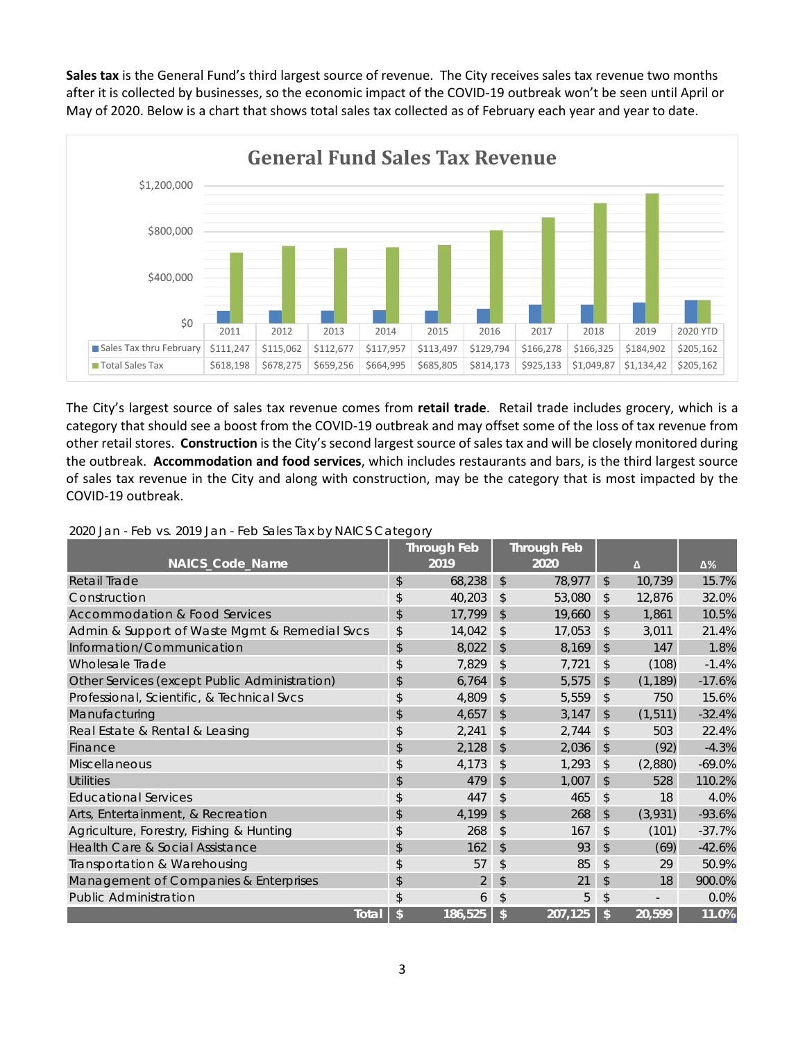**Sales tax** is the General Fund's third largest source of revenue. The City receives sales tax revenue two months after it is collected by businesses, so the economic impact of the COVID-19 outbreak won't be seen until April or May of 2020. Below is a chart that shows total sales tax collected as of February each year and year to date.

**General Fund Sales Tax Revenue**

| | 2011 | 2012 | 2013 | 2014 | 2015 | 2016 | 2017 | 2018 | 2019 | 2020 YTD |
|---|---|---|---|---|---|---|---|---|---|---|
| Sales Tax thru February | $111,247 | $115,062 | $112,677 | $117,957 | $113,497 | $129,794 | $166,278 | $166,325 | $184,902 | $205,162 |
| Total Sales Tax | $618,198 | $678,275 | $659,256 | $664,995 | $685,805 | $814,173 | $925,133 | $1,049,87 | $1,134,42 | $205,162 |

The City's largest source of sales tax revenue comes from **retail trade**. Retail trade includes grocery, which is a category that should see a boost from the COVID-19 outbreak and may offset some of the loss of tax revenue from other retail stores. **Construction** is the City's second largest source of sales tax and will be closely monitored during the outbreak. **Accommodation and food services**, which includes restaurants and bars, is the third largest source of sales tax revenue in the City and along with construction, may be the category that is most impacted by the COVID-19 outbreak.

2020 Jan - Feb vs. 2019 Jan - Feb Sales Tax by NAICS Category

| NAICS_Code_Name | Through Feb 2019 | Through Feb 2020 | Δ | Δ% |
|---|---|---|---|---|
| Retail Trade | $ 68,238 | $ 78,977 | $ 10,739 | 15.7% |
| Construction | $ 40,203 | $ 53,080 | $ 12,876 | 32.0% |
| Accommodation & Food Services | $ 17,799 | $ 19,660 | $ 1,861 | 10.5% |
| Admin & Support of Waste Mgmt & Remedial Svcs | $ 14,042 | $ 17,053 | $ 3,011 | 21.4% |
| Information/Communication | $ 8,022 | $ 8,169 | $ 147 | 1.8% |
| Wholesale Trade | $ 7,829 | $ 7,721 | $ (108) | -1.4% |
| Other Services (except Public Administration) | $ 6,764 | $ 5,575 | $ (1,189) | -17.6% |
| Professional, Scientific, & Technical Svcs | $ 4,809 | $ 5,559 | $ 750 | 15.6% |
| Manufacturing | $ 4,657 | $ 3,147 | $ (1,511) | -32.4% |
| Real Estate & Rental & Leasing | $ 2,241 | $ 2,744 | $ 503 | 22.4% |
| Finance | $ 2,128 | $ 2,036 | $ (92) | -4.3% |
| Miscellaneous | $ 4,173 | $ 1,293 | $ (2,880) | -69.0% |
| Utilities | $ 479 | $ 1,007 | $ 528 | 110.2% |
| Educational Services | $ 447 | $ 465 | $ 18 | 4.0% |
| Arts, Entertainment, & Recreation | $ 4,199 | $ 268 | $ (3,931) | -93.6% |
| Agriculture, Forestry, Fishing & Hunting | $ 268 | $ 167 | $ (101) | -37.7% |
| Health Care & Social Assistance | $ 162 | $ 93 | $ (69) | -42.6% |
| Transportation & Warehousing | $ 57 | $ 85 | $ 29 | 50.9% |
| Management of Companies & Enterprises | $ 2 | $ 21 | $ 18 | 900.0% |
| Public Administration | $ 6 | $ 5 | $ - | 0.0% |
| **Total** | **$ 186,525** | **$ 207,125** | **$ 20,599** | **11.0%** |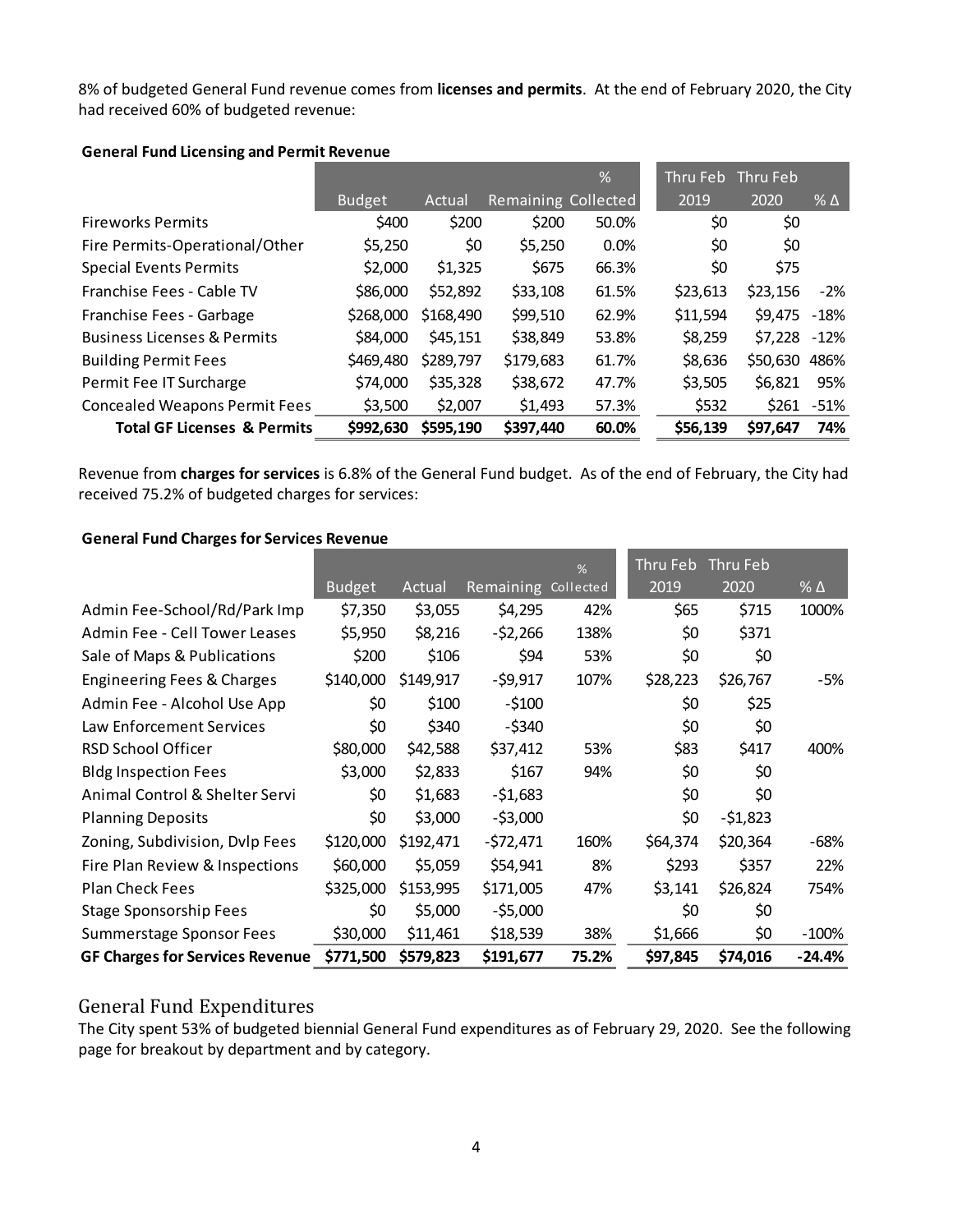8% of budgeted General Fund revenue comes from **licenses and permits**. At the end of February 2020, the City had received 60% of budgeted revenue:

**General Fund Licensing and Permit Revenue**

| | Budget | Actual | Remaining | % Collected | Thru Feb 2019 | Thru Feb 2020 | % Δ |
|---|---|---|---|---|---|---|---|
| Fireworks Permits | $400 | $200 | $200 | 50.0% | $0 | $0 | |
| Fire Permits-Operational/Other | $5,250 | $0 | $5,250 | 0.0% | $0 | $0 | |
| Special Events Permits | $2,000 | $1,325 | $675 | 66.3% | $0 | $75 | |
| Franchise Fees - Cable TV | $86,000 | $52,892 | $33,108 | 61.5% | $23,613 | $23,156 | -2% |
| Franchise Fees - Garbage | $268,000 | $168,490 | $99,510 | 62.9% | $11,594 | $9,475 | -18% |
| Business Licenses & Permits | $84,000 | $45,151 | $38,849 | 53.8% | $8,259 | $7,228 | -12% |
| Building Permit Fees | $469,480 | $289,797 | $179,683 | 61.7% | $8,636 | $50,630 | 486% |
| Permit Fee IT Surcharge | $74,000 | $35,328 | $38,672 | 47.7% | $3,505 | $6,821 | 95% |
| Concealed Weapons Permit Fees | $3,500 | $2,007 | $1,493 | 57.3% | $532 | $261 | -51% |
| **Total GF Licenses & Permits** | **$992,630** | **$595,190** | **$397,440** | **60.0%** | **$56,139** | **$97,647** | **74%** |

Revenue from **charges for services** is 6.8% of the General Fund budget. As of the end of February, the City had received 75.2% of budgeted charges for services:

**General Fund Charges for Services Revenue**

| | Budget | Actual | Remaining | % Collected | Thru Feb 2019 | Thru Feb 2020 | % Δ |
|---|---|---|---|---|---|---|---|
| Admin Fee-School/Rd/Park Imp | $7,350 | $3,055 | $4,295 | 42% | $65 | $715 | 1000% |
| Admin Fee - Cell Tower Leases | $5,950 | $8,216 | -$2,266 | 138% | $0 | $371 | |
| Sale of Maps & Publications | $200 | $106 | $94 | 53% | $0 | $0 | |
| Engineering Fees & Charges | $140,000 | $149,917 | -$9,917 | 107% | $28,223 | $26,767 | -5% |
| Admin Fee - Alcohol Use App | $0 | $100 | -$100 | | $0 | $25 | |
| Law Enforcement Services | $0 | $340 | -$340 | | $0 | $0 | |
| RSD School Officer | $80,000 | $42,588 | $37,412 | 53% | $83 | $417 | 400% |
| Bldg Inspection Fees | $3,000 | $2,833 | $167 | 94% | $0 | $0 | |
| Animal Control & Shelter Servi | $0 | $1,683 | -$1,683 | | $0 | $0 | |
| Planning Deposits | $0 | $3,000 | -$3,000 | | $0 | -$1,823 | |
| Zoning, Subdivision, Dvlp Fees | $120,000 | $192,471 | -$72,471 | 160% | $64,374 | $20,364 | -68% |
| Fire Plan Review & Inspections | $60,000 | $5,059 | $54,941 | 8% | $293 | $357 | 22% |
| Plan Check Fees | $325,000 | $153,995 | $171,005 | 47% | $3,141 | $26,824 | 754% |
| Stage Sponsorship Fees | $0 | $5,000 | -$5,000 | | $0 | $0 | |
| Summerstage Sponsor Fees | $30,000 | $11,461 | $18,539 | 38% | $1,666 | $0 | -100% |
| **GF Charges for Services Revenue** | **$771,500** | **$579,823** | **$191,677** | **75.2%** | **$97,845** | **$74,016** | **-24.4%** |

## General Fund Expenditures

The City spent 53% of budgeted biennial General Fund expenditures as of February 29, 2020. See the following page for breakout by department and by category.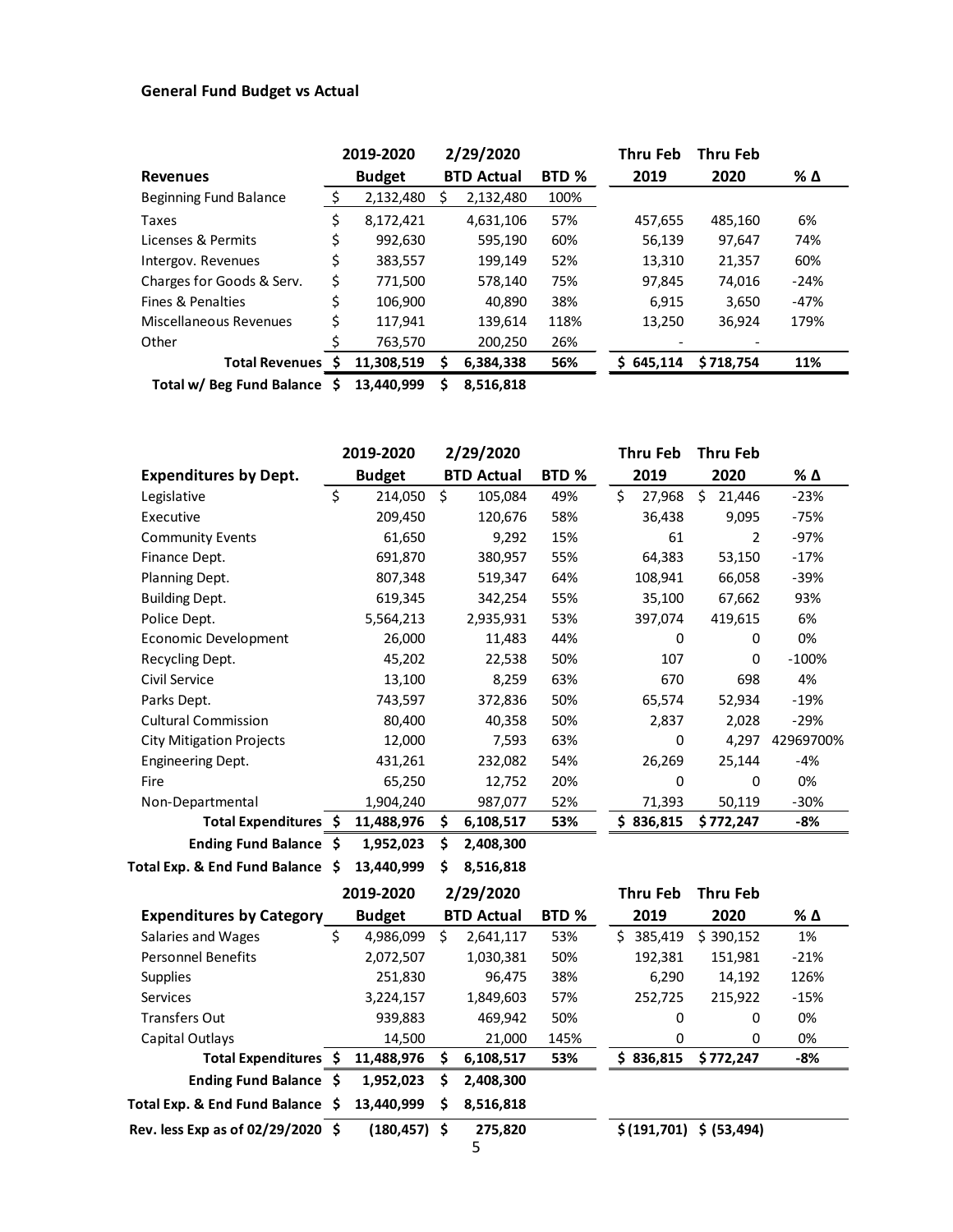## General Fund Budget vs Actual

| Revenues | 2019-2020 Budget | 2/29/2020 BTD Actual | BTD % | Thru Feb 2019 | Thru Feb 2020 | % Δ |
|---|---|---|---|---|---|---|
| Beginning Fund Balance | $ 2,132,480 | $ 2,132,480 | 100% | | | |
| Taxes | $ 8,172,421 | 4,631,106 | 57% | 457,655 | 485,160 | 6% |
| Licenses & Permits | $ 992,630 | 595,190 | 60% | 56,139 | 97,647 | 74% |
| Intergov. Revenues | $ 383,557 | 199,149 | 52% | 13,310 | 21,357 | 60% |
| Charges for Goods & Serv. | $ 771,500 | 578,140 | 75% | 97,845 | 74,016 | -24% |
| Fines & Penalties | $ 106,900 | 40,890 | 38% | 6,915 | 3,650 | -47% |
| Miscellaneous Revenues | $ 117,941 | 139,614 | 118% | 13,250 | 36,924 | 179% |
| Other | $ 763,570 | 200,250 | 26% | - | - | |
| **Total Revenues** | **$ 11,308,519** | **$ 6,384,338** | **56%** | **$ 645,114** | **$ 718,754** | **11%** |
| **Total w/ Beg Fund Balance** | **$ 13,440,999** | **$ 8,516,818** | | | | |

| Expenditures by Dept. | 2019-2020 Budget | 2/29/2020 BTD Actual | BTD % | Thru Feb 2019 | Thru Feb 2020 | % Δ |
|---|---|---|---|---|---|---|
| Legislative | $ 214,050 | $ 105,084 | 49% | $ 27,968 | $ 21,446 | -23% |
| Executive | 209,450 | 120,676 | 58% | 36,438 | 9,095 | -75% |
| Community Events | 61,650 | 9,292 | 15% | 61 | 2 | -97% |
| Finance Dept. | 691,870 | 380,957 | 55% | 64,383 | 53,150 | -17% |
| Planning Dept. | 807,348 | 519,347 | 64% | 108,941 | 66,058 | -39% |
| Building Dept. | 619,345 | 342,254 | 55% | 35,100 | 67,662 | 93% |
| Police Dept. | 5,564,213 | 2,935,931 | 53% | 397,074 | 419,615 | 6% |
| Economic Development | 26,000 | 11,483 | 44% | 0 | 0 | 0% |
| Recycling Dept. | 45,202 | 22,538 | 50% | 107 | 0 | -100% |
| Civil Service | 13,100 | 8,259 | 63% | 670 | 698 | 4% |
| Parks Dept. | 743,597 | 372,836 | 50% | 65,574 | 52,934 | -19% |
| Cultural Commission | 80,400 | 40,358 | 50% | 2,837 | 2,028 | -29% |
| City Mitigation Projects | 12,000 | 7,593 | 63% | 0 | 4,297 | 42969700% |
| Engineering Dept. | 431,261 | 232,082 | 54% | 26,269 | 25,144 | -4% |
| Fire | 65,250 | 12,752 | 20% | 0 | 0 | 0% |
| Non-Departmental | 1,904,240 | 987,077 | 52% | 71,393 | 50,119 | -30% |
| **Total Expenditures** | **$ 11,488,976** | **$ 6,108,517** | **53%** | **$ 836,815** | **$ 772,247** | **-8%** |
| **Ending Fund Balance** | **$ 1,952,023** | **$ 2,408,300** | | | | |
| **Total Exp. & End Fund Balance** | **$ 13,440,999** | **$ 8,516,818** | | | | |

| Expenditures by Category | 2019-2020 Budget | 2/29/2020 BTD Actual | BTD % | Thru Feb 2019 | Thru Feb 2020 | % Δ |
|---|---|---|---|---|---|---|
| Salaries and Wages | $ 4,986,099 | $ 2,641,117 | 53% | $ 385,419 | $ 390,152 | 1% |
| Personnel Benefits | 2,072,507 | 1,030,381 | 50% | 192,381 | 151,981 | -21% |
| Supplies | 251,830 | 96,475 | 38% | 6,290 | 14,192 | 126% |
| Services | 3,224,157 | 1,849,603 | 57% | 252,725 | 215,922 | -15% |
| Transfers Out | 939,883 | 469,942 | 50% | 0 | 0 | 0% |
| Capital Outlays | 14,500 | 21,000 | 145% | 0 | 0 | 0% |
| **Total Expenditures** | **$ 11,488,976** | **$ 6,108,517** | **53%** | **$ 836,815** | **$ 772,247** | **-8%** |
| **Ending Fund Balance** | **$ 1,952,023** | **$ 2,408,300** | | | | |
| **Total Exp. & End Fund Balance** | **$ 13,440,999** | **$ 8,516,818** | | | | |
| **Rev. less Exp as of 02/29/2020** | **$ (180,457)** | **$ 275,820** | | **$ (191,701)** | **$ (53,494)** | |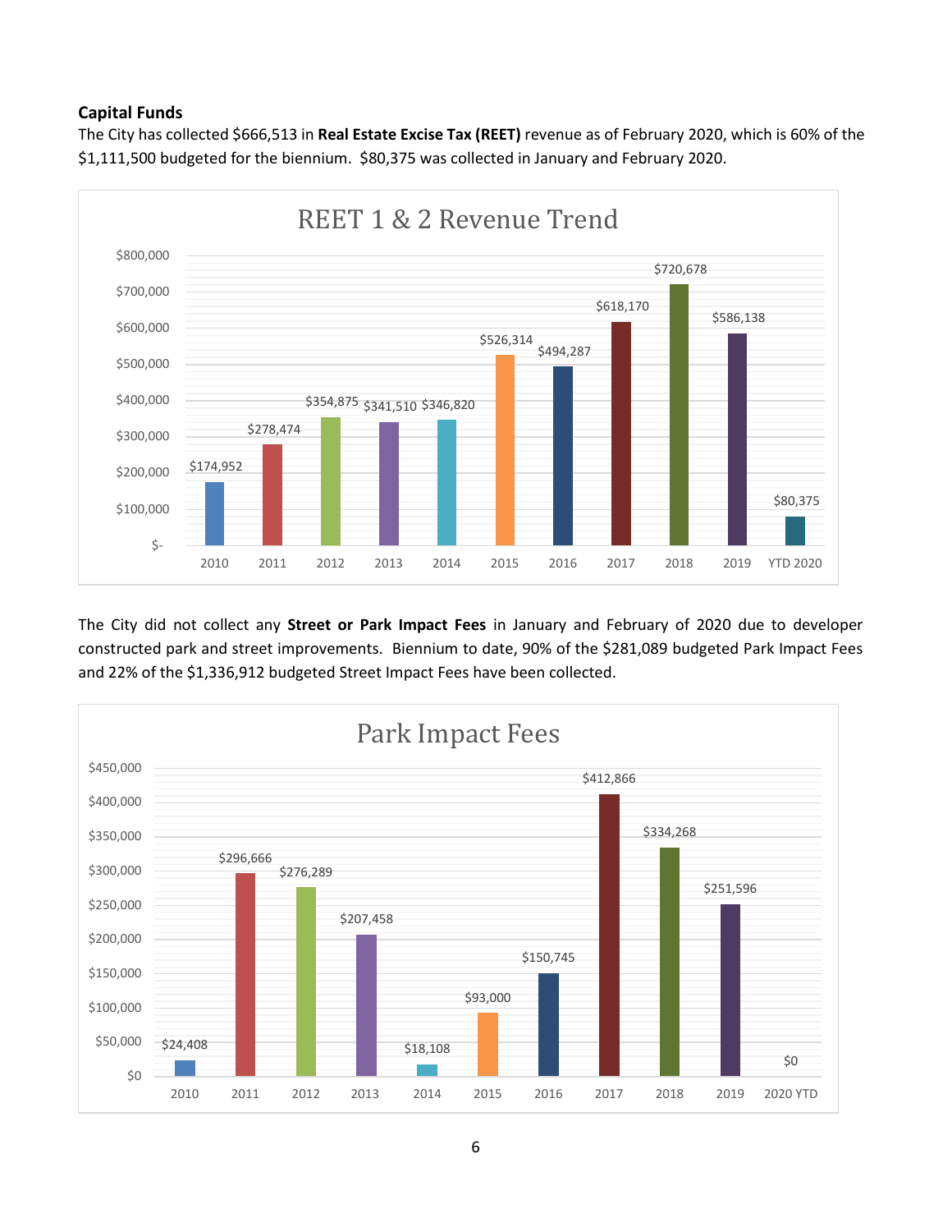### Capital Funds

The City has collected $666,513 in **Real Estate Excise Tax (REET)** revenue as of February 2020, which is 60% of the $1,111,500 budgeted for the biennium. $80,375 was collected in January and February 2020.

**REET 1 & 2 Revenue Trend**

| Year | Revenue |
|---|---|
| 2010 | $174,952 |
| 2011 | $278,474 |
| 2012 | $354,875 |
| 2013 | $341,510 |
| 2014 | $346,820 |
| 2015 | $526,314 |
| 2016 | $494,287 |
| 2017 | $618,170 |
| 2018 | $720,678 |
| 2019 | $586,138 |
| YTD 2020 | $80,375 |

The City did not collect any **Street or Park Impact Fees** in January and February of 2020 due to developer constructed park and street improvements. Biennium to date, 90% of the $281,089 budgeted Park Impact Fees and 22% of the $1,336,912 budgeted Street Impact Fees have been collected.

**Park Impact Fees**

| Year | Fees |
|---|---|
| 2010 | $24,408 |
| 2011 | $296,666 |
| 2012 | $276,289 |
| 2013 | $207,458 |
| 2014 | $18,108 |
| 2015 | $93,000 |
| 2016 | $150,745 |
| 2017 | $412,866 |
| 2018 | $334,268 |
| 2019 | $251,596 |
| 2020 YTD | $0 |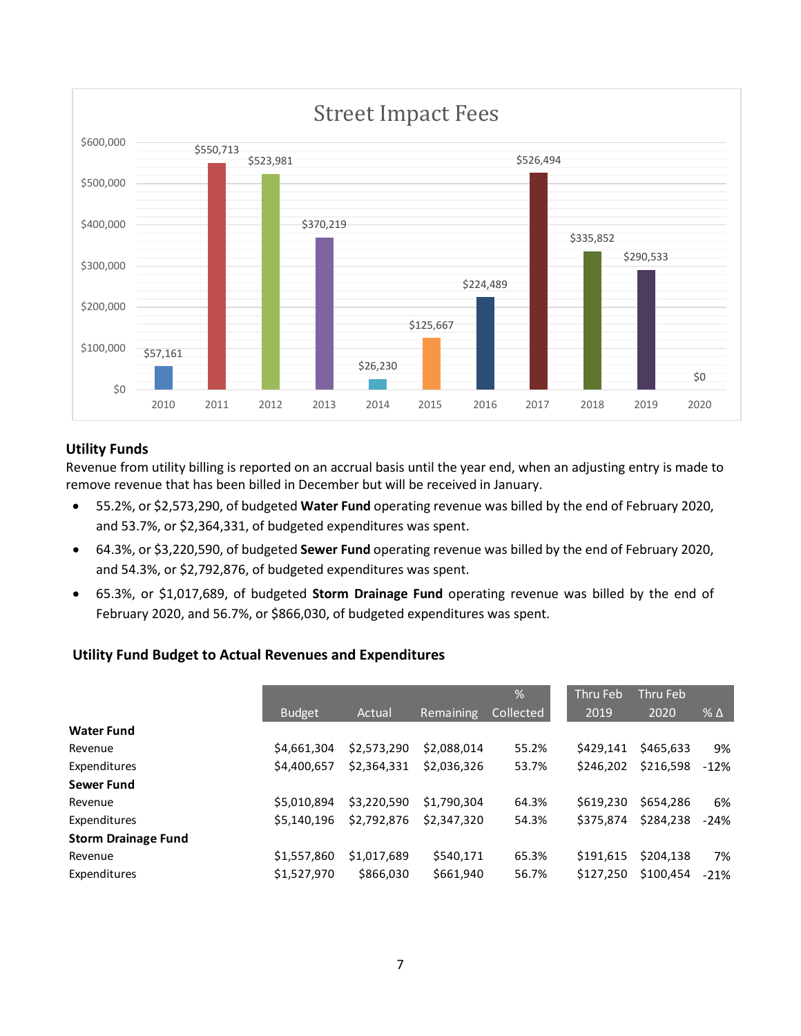## Street Impact Fees

| Year | Street Impact Fees |
|---|---|
| 2010 | $57,161 |
| 2011 | $550,713 |
| 2012 | $523,981 |
| 2013 | $370,219 |
| 2014 | $26,230 |
| 2015 | $125,667 |
| 2016 | $224,489 |
| 2017 | $526,494 |
| 2018 | $335,852 |
| 2019 | $290,533 |
| 2020 | $0 |

### Utility Funds

Revenue from utility billing is reported on an accrual basis until the year end, when an adjusting entry is made to remove revenue that has been billed in December but will be received in January.

- 55.2%, or $2,573,290, of budgeted **Water Fund** operating revenue was billed by the end of February 2020, and 53.7%, or $2,364,331, of budgeted expenditures was spent.
- 64.3%, or $3,220,590, of budgeted **Sewer Fund** operating revenue was billed by the end of February 2020, and 54.3%, or $2,792,876, of budgeted expenditures was spent.
- 65.3%, or $1,017,689, of budgeted **Storm Drainage Fund** operating revenue was billed by the end of February 2020, and 56.7%, or $866,030, of budgeted expenditures was spent.

### Utility Fund Budget to Actual Revenues and Expenditures

| | Budget | Actual | Remaining | % Collected | Thru Feb 2019 | Thru Feb 2020 | % Δ |
|---|---|---|---|---|---|---|---|
| **Water Fund** | | | | | | | |
| Revenue | $4,661,304 | $2,573,290 | $2,088,014 | 55.2% | $429,141 | $465,633 | 9% |
| Expenditures | $4,400,657 | $2,364,331 | $2,036,326 | 53.7% | $246,202 | $216,598 | -12% |
| **Sewer Fund** | | | | | | | |
| Revenue | $5,010,894 | $3,220,590 | $1,790,304 | 64.3% | $619,230 | $654,286 | 6% |
| Expenditures | $5,140,196 | $2,792,876 | $2,347,320 | 54.3% | $375,874 | $284,238 | -24% |
| **Storm Drainage Fund** | | | | | | | |
| Revenue | $1,557,860 | $1,017,689 | $540,171 | 65.3% | $191,615 | $204,138 | 7% |
| Expenditures | $1,527,970 | $866,030 | $661,940 | 56.7% | $127,250 | $100,454 | -21% |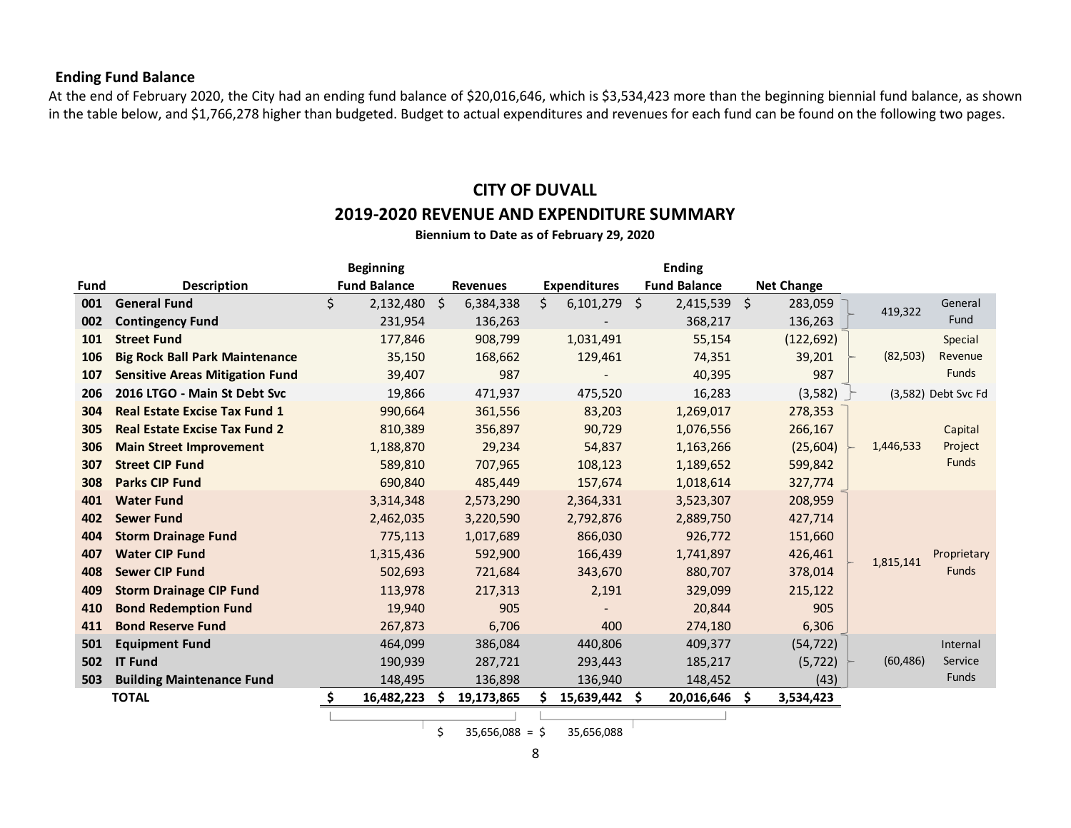### Ending Fund Balance

At the end of February 2020, the City had an ending fund balance of $20,016,646, which is $3,534,423 more than the beginning biennial fund balance, as shown in the table below, and $1,766,278 higher than budgeted. Budget to actual expenditures and revenues for each fund can be found on the following two pages.

## CITY OF DUVALL

## 2019-2020 REVENUE AND EXPENDITURE SUMMARY

**Biennium to Date as of February 29, 2020**

| Fund | Description | Beginning Fund Balance | Revenues | Expenditures | Ending Fund Balance | Net Change | Group Net Change | Fund Type |
|---|---|---|---|---|---|---|---|---|
| 001 | **General Fund** | $ 2,132,480 | $ 6,384,338 | $ 6,101,279 | $ 2,415,539 | $ 283,059 | 419,322 | General Fund |
| 002 | **Contingency Fund** | 231,954 | 136,263 | - | 368,217 | 136,263 | | |
| 101 | **Street Fund** | 177,846 | 908,799 | 1,031,491 | 55,154 | (122,692) | (82,503) | Special Revenue Funds |
| 106 | **Big Rock Ball Park Maintenance** | 35,150 | 168,662 | 129,461 | 74,351 | 39,201 | | |
| 107 | **Sensitive Areas Mitigation Fund** | 39,407 | 987 | - | 40,395 | 987 | | |
| 206 | **2016 LTGO - Main St Debt Svc** | 19,866 | 471,937 | 475,520 | 16,283 | (3,582) | (3,582) | Debt Svc Fd |
| 304 | **Real Estate Excise Tax Fund 1** | 990,664 | 361,556 | 83,203 | 1,269,017 | 278,353 | 1,446,533 | Capital Project Funds |
| 305 | **Real Estate Excise Tax Fund 2** | 810,389 | 356,897 | 90,729 | 1,076,556 | 266,167 | | |
| 306 | **Main Street Improvement** | 1,188,870 | 29,234 | 54,837 | 1,163,266 | (25,604) | | |
| 307 | **Street CIP Fund** | 589,810 | 707,965 | 108,123 | 1,189,652 | 599,842 | | |
| 308 | **Parks CIP Fund** | 690,840 | 485,449 | 157,674 | 1,018,614 | 327,774 | | |
| 401 | **Water Fund** | 3,314,348 | 2,573,290 | 2,364,331 | 3,523,307 | 208,959 | 1,815,141 | Proprietary Funds |
| 402 | **Sewer Fund** | 2,462,035 | 3,220,590 | 2,792,876 | 2,889,750 | 427,714 | | |
| 404 | **Storm Drainage Fund** | 775,113 | 1,017,689 | 866,030 | 926,772 | 151,660 | | |
| 407 | **Water CIP Fund** | 1,315,436 | 592,900 | 166,439 | 1,741,897 | 426,461 | | |
| 408 | **Sewer CIP Fund** | 502,693 | 721,684 | 343,670 | 880,707 | 378,014 | | |
| 409 | **Storm Drainage CIP Fund** | 113,978 | 217,313 | 2,191 | 329,099 | 215,122 | | |
| 410 | **Bond Redemption Fund** | 19,940 | 905 | - | 20,844 | 905 | | |
| 411 | **Bond Reserve Fund** | 267,873 | 6,706 | 400 | 274,180 | 6,306 | | |
| 501 | **Equipment Fund** | 464,099 | 386,084 | 440,806 | 409,377 | (54,722) | (60,486) | Internal Service Funds |
| 502 | **IT Fund** | 190,939 | 287,721 | 293,443 | 185,217 | (5,722) | | |
| 503 | **Building Maintenance Fund** | 148,495 | 136,898 | 136,940 | 148,452 | (43) | | |
| | **TOTAL** | **$ 16,482,223** | **$ 19,173,865** | **$ 15,639,442** | **$ 20,016,646** | **$ 3,534,423** | | |

$ 35,656,088 = $ 35,656,088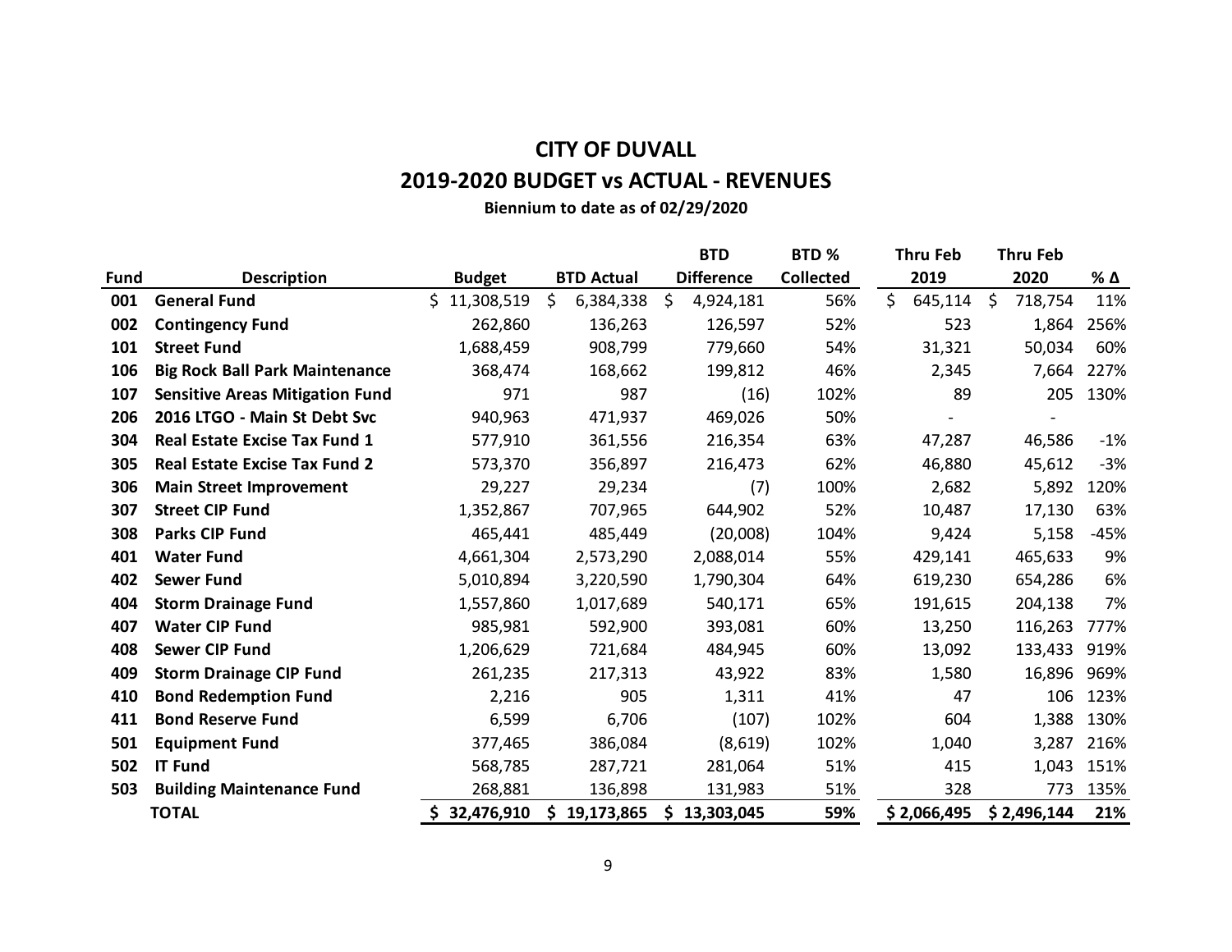# CITY OF DUVALL

## 2019-2020 BUDGET vs ACTUAL - REVENUES

**Biennium to date as of 02/29/2020**

| Fund | Description | Budget | BTD Actual | BTD Difference | BTD % Collected | Thru Feb 2019 | Thru Feb 2020 | % Δ |
|---|---|---|---|---|---|---|---|---|
| **001** | **General Fund** | $ 11,308,519 | $ 6,384,338 | $ 4,924,181 | 56% | $ 645,114 | $ 718,754 | 11% |
| **002** | **Contingency Fund** | 262,860 | 136,263 | 126,597 | 52% | 523 | 1,864 | 256% |
| **101** | **Street Fund** | 1,688,459 | 908,799 | 779,660 | 54% | 31,321 | 50,034 | 60% |
| **106** | **Big Rock Ball Park Maintenance** | 368,474 | 168,662 | 199,812 | 46% | 2,345 | 7,664 | 227% |
| **107** | **Sensitive Areas Mitigation Fund** | 971 | 987 | (16) | 102% | 89 | 205 | 130% |
| **206** | **2016 LTGO - Main St Debt Svc** | 940,963 | 471,937 | 469,026 | 50% | - | - | |
| **304** | **Real Estate Excise Tax Fund 1** | 577,910 | 361,556 | 216,354 | 63% | 47,287 | 46,586 | -1% |
| **305** | **Real Estate Excise Tax Fund 2** | 573,370 | 356,897 | 216,473 | 62% | 46,880 | 45,612 | -3% |
| **306** | **Main Street Improvement** | 29,227 | 29,234 | (7) | 100% | 2,682 | 5,892 | 120% |
| **307** | **Street CIP Fund** | 1,352,867 | 707,965 | 644,902 | 52% | 10,487 | 17,130 | 63% |
| **308** | **Parks CIP Fund** | 465,441 | 485,449 | (20,008) | 104% | 9,424 | 5,158 | -45% |
| **401** | **Water Fund** | 4,661,304 | 2,573,290 | 2,088,014 | 55% | 429,141 | 465,633 | 9% |
| **402** | **Sewer Fund** | 5,010,894 | 3,220,590 | 1,790,304 | 64% | 619,230 | 654,286 | 6% |
| **404** | **Storm Drainage Fund** | 1,557,860 | 1,017,689 | 540,171 | 65% | 191,615 | 204,138 | 7% |
| **407** | **Water CIP Fund** | 985,981 | 592,900 | 393,081 | 60% | 13,250 | 116,263 | 777% |
| **408** | **Sewer CIP Fund** | 1,206,629 | 721,684 | 484,945 | 60% | 13,092 | 133,433 | 919% |
| **409** | **Storm Drainage CIP Fund** | 261,235 | 217,313 | 43,922 | 83% | 1,580 | 16,896 | 969% |
| **410** | **Bond Redemption Fund** | 2,216 | 905 | 1,311 | 41% | 47 | 106 | 123% |
| **411** | **Bond Reserve Fund** | 6,599 | 6,706 | (107) | 102% | 604 | 1,388 | 130% |
| **501** | **Equipment Fund** | 377,465 | 386,084 | (8,619) | 102% | 1,040 | 3,287 | 216% |
| **502** | **IT Fund** | 568,785 | 287,721 | 281,064 | 51% | 415 | 1,043 | 151% |
| **503** | **Building Maintenance Fund** | 268,881 | 136,898 | 131,983 | 51% | 328 | 773 | 135% |
| | **TOTAL** | **$ 32,476,910** | **$ 19,173,865** | **$ 13,303,045** | **59%** | **$ 2,066,495** | **$ 2,496,144** | **21%** |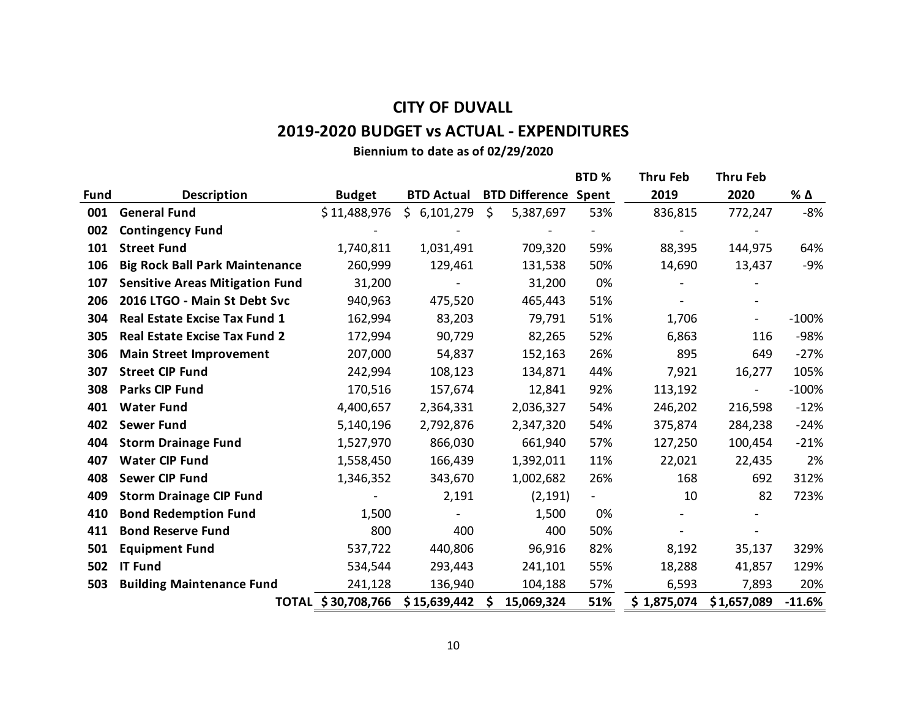# CITY OF DUVALL

## 2019-2020 BUDGET vs ACTUAL - EXPENDITURES

**Biennium to date as of 02/29/2020**

| Fund | Description | Budget | BTD Actual | BTD Difference | BTD % Spent | Thru Feb 2019 | Thru Feb 2020 | % Δ |
|---|---|---|---|---|---|---|---|---|
| **001** | **General Fund** | $ 11,488,976 | $ 6,101,279 | $ 5,387,697 | 53% | 836,815 | 772,247 | -8% |
| **002** | **Contingency Fund** | - | - | - | - | - | - | |
| **101** | **Street Fund** | 1,740,811 | 1,031,491 | 709,320 | 59% | 88,395 | 144,975 | 64% |
| **106** | **Big Rock Ball Park Maintenance** | 260,999 | 129,461 | 131,538 | 50% | 14,690 | 13,437 | -9% |
| **107** | **Sensitive Areas Mitigation Fund** | 31,200 | - | 31,200 | 0% | - | - | |
| **206** | **2016 LTGO - Main St Debt Svc** | 940,963 | 475,520 | 465,443 | 51% | - | - | |
| **304** | **Real Estate Excise Tax Fund 1** | 162,994 | 83,203 | 79,791 | 51% | 1,706 | - | -100% |
| **305** | **Real Estate Excise Tax Fund 2** | 172,994 | 90,729 | 82,265 | 52% | 6,863 | 116 | -98% |
| **306** | **Main Street Improvement** | 207,000 | 54,837 | 152,163 | 26% | 895 | 649 | -27% |
| **307** | **Street CIP Fund** | 242,994 | 108,123 | 134,871 | 44% | 7,921 | 16,277 | 105% |
| **308** | **Parks CIP Fund** | 170,516 | 157,674 | 12,841 | 92% | 113,192 | - | -100% |
| **401** | **Water Fund** | 4,400,657 | 2,364,331 | 2,036,327 | 54% | 246,202 | 216,598 | -12% |
| **402** | **Sewer Fund** | 5,140,196 | 2,792,876 | 2,347,320 | 54% | 375,874 | 284,238 | -24% |
| **404** | **Storm Drainage Fund** | 1,527,970 | 866,030 | 661,940 | 57% | 127,250 | 100,454 | -21% |
| **407** | **Water CIP Fund** | 1,558,450 | 166,439 | 1,392,011 | 11% | 22,021 | 22,435 | 2% |
| **408** | **Sewer CIP Fund** | 1,346,352 | 343,670 | 1,002,682 | 26% | 168 | 692 | 312% |
| **409** | **Storm Drainage CIP Fund** | - | 2,191 | (2,191) | - | 10 | 82 | 723% |
| **410** | **Bond Redemption Fund** | 1,500 | - | 1,500 | 0% | - | - | |
| **411** | **Bond Reserve Fund** | 800 | 400 | 400 | 50% | - | - | |
| **501** | **Equipment Fund** | 537,722 | 440,806 | 96,916 | 82% | 8,192 | 35,137 | 329% |
| **502** | **IT Fund** | 534,544 | 293,443 | 241,101 | 55% | 18,288 | 41,857 | 129% |
| **503** | **Building Maintenance Fund** | 241,128 | 136,940 | 104,188 | 57% | 6,593 | 7,893 | 20% |
| | **TOTAL** | **$ 30,708,766** | **$ 15,639,442** | **$ 15,069,324** | **51%** | **$ 1,875,074** | **$ 1,657,089** | **-11.6%** |